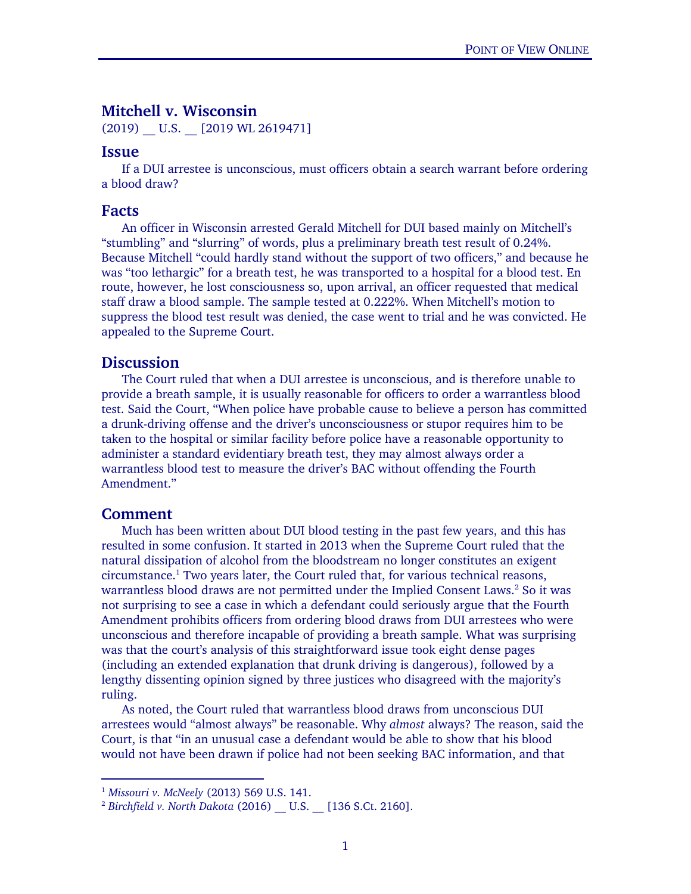# Mitchell v. Wisconsin

(2019) __ U.S. __ [2019 WL 2619471]

## Issue

If a DUI arrestee is unconscious, must officers obtain a search warrant before ordering a blood draw?

## Facts

An officer in Wisconsin arrested Gerald Mitchell for DUI based mainly on Mitchell's "stumbling" and "slurring" of words, plus a preliminary breath test result of 0.24%. Because Mitchell "could hardly stand without the support of two officers," and because he was "too lethargic" for a breath test, he was transported to a hospital for a blood test. En route, however, he lost consciousness so, upon arrival, an officer requested that medical staff draw a blood sample. The sample tested at 0.222%. When Mitchell's motion to suppress the blood test result was denied, the case went to trial and he was convicted. He appealed to the Supreme Court.

## Discussion

The Court ruled that when a DUI arrestee is unconscious, and is therefore unable to provide a breath sample, it is usually reasonable for officers to order a warrantless blood test. Said the Court, "When police have probable cause to believe a person has committed a drunk-driving offense and the driver's unconsciousness or stupor requires him to be taken to the hospital or similar facility before police have a reasonable opportunity to administer a standard evidentiary breath test, they may almost always order a warrantless blood test to measure the driver's BAC without offending the Fourth Amendment."

## Comment

Much has been written about DUI blood testing in the past few years, and this has resulted in some confusion. It started in 2013 when the Supreme Court ruled that the natural dissipation of alcohol from the bloodstream no longer constitutes an exigent circumstance.[1] Two years later, the Court ruled that, for various technical reasons, warrantless blood draws are not permitted under the Implied Consent Laws.[2] So it was not surprising to see a case in which a defendant could seriously argue that the Fourth Amendment prohibits officers from ordering blood draws from DUI arrestees who were unconscious and therefore incapable of providing a breath sample. What was surprising was that the court's analysis of this straightforward issue took eight dense pages (including an extended explanation that drunk driving is dangerous), followed by a lengthy dissenting opinion signed by three justices who disagreed with the majority's ruling.

As noted, the Court ruled that warrantless blood draws from unconscious DUI arrestees would "almost always" be reasonable. Why *almost* always? The reason, said the Court, is that "in an unusual case a defendant would be able to show that his blood would not have been drawn if police had not been seeking BAC information, and that

---

[1] *Missouri v. McNeely* (2013) 569 U.S. 141.

[2] *Birchfield v. North Dakota* (2016) __ U.S. __ [136 S.Ct. 2160].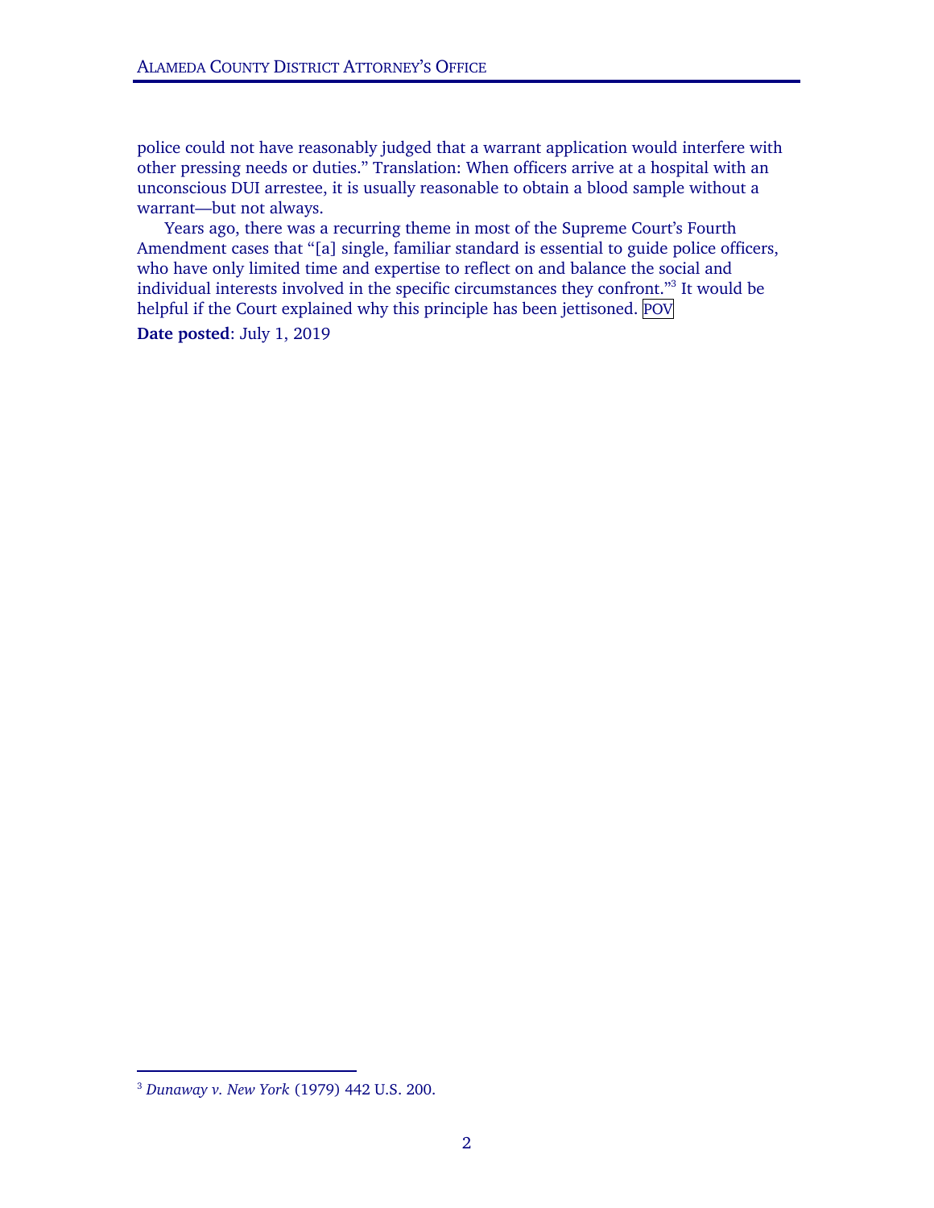police could not have reasonably judged that a warrant application would interfere with other pressing needs or duties." Translation: When officers arrive at a hospital with an unconscious DUI arrestee, it is usually reasonable to obtain a blood sample without a warrant—but not always.

Years ago, there was a recurring theme in most of the Supreme Court's Fourth Amendment cases that "[a] single, familiar standard is essential to guide police officers, who have only limited time and expertise to reflect on and balance the social and individual interests involved in the specific circumstances they confront."[3] It would be helpful if the Court explained why this principle has been jettisoned. POV

**Date posted**: July 1, 2019

---

[3] *Dunaway v. New York* (1979) 442 U.S. 200.